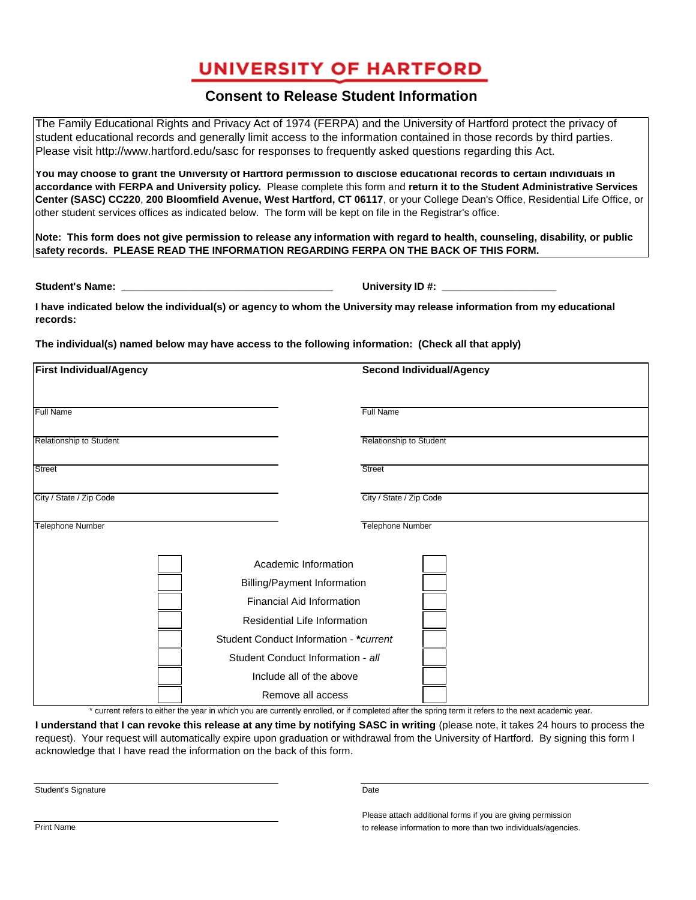# UNIVERSITY OF HARTFORD

## Consent to Release Student Information

The Family Educational Rights and Privacy Act of 1974 (FERPA) and the University of Hartford protect the privacy of student educational records and generally limit access to the information contained in those records by third parties. Please visit http://www.hartford.edu/sasc for responses to frequently asked questions regarding this Act.

**You may choose to grant the University of Hartford permission to disclose educational records to certain individuals in accordance with FERPA and University policy.** Please complete this form and **return it to the Student Administrative Services Center (SASC) CC220**, **200 Bloomfield Avenue, West Hartford, CT 06117**, or your College Dean's Office, Residential Life Office, or other student services offices as indicated below. The form will be kept on file in the Registrar's office.

**Note: This form does not give permission to release any information with regard to health, counseling, disability, or public safety records. PLEASE READ THE INFORMATION REGARDING FERPA ON THE BACK OF THIS FORM.**

**Student's Name:** ___________________________________ **University ID #:** ___________________

**I have indicated below the individual(s) or agency to whom the University may release information from my educational records:**

**The individual(s) named below may have access to the following information: (Check all that apply)**

| **First Individual/Agency** | **Second Individual/Agency** |
|---|---|
| Full Name | Full Name |
| Relationship to Student | Relationship to Student |
| Street | Street |
| City / State / Zip Code | City / State / Zip Code |
| Telephone Number | Telephone Number |

| First | Information | Second |
|---|---|---|
| ☐ | Academic Information | ☐ |
| ☐ | Billing/Payment Information | ☐ |
| ☐ | Financial Aid Information | ☐ |
| ☐ | Residential Life Information | ☐ |
| ☐ | Student Conduct Information - ****current*** | ☐ |
| ☐ | Student Conduct Information - *all* | ☐ |
| ☐ | Include all of the above | ☐ |
| ☐ | Remove all access | ☐ |

\* current refers to either the year in which you are currently enrolled, or if completed after the spring term it refers to the next academic year.

**I understand that I can revoke this release at any time by notifying SASC in writing** (please note, it takes 24 hours to process the request). Your request will automatically expire upon graduation or withdrawal from the University of Hartford. By signing this form I acknowledge that I have read the information on the back of this form.

Student's Signature ___________________________________ Date ___________________

Print Name ___________________________________

Please attach additional forms if you are giving permission to release information to more than two individuals/agencies.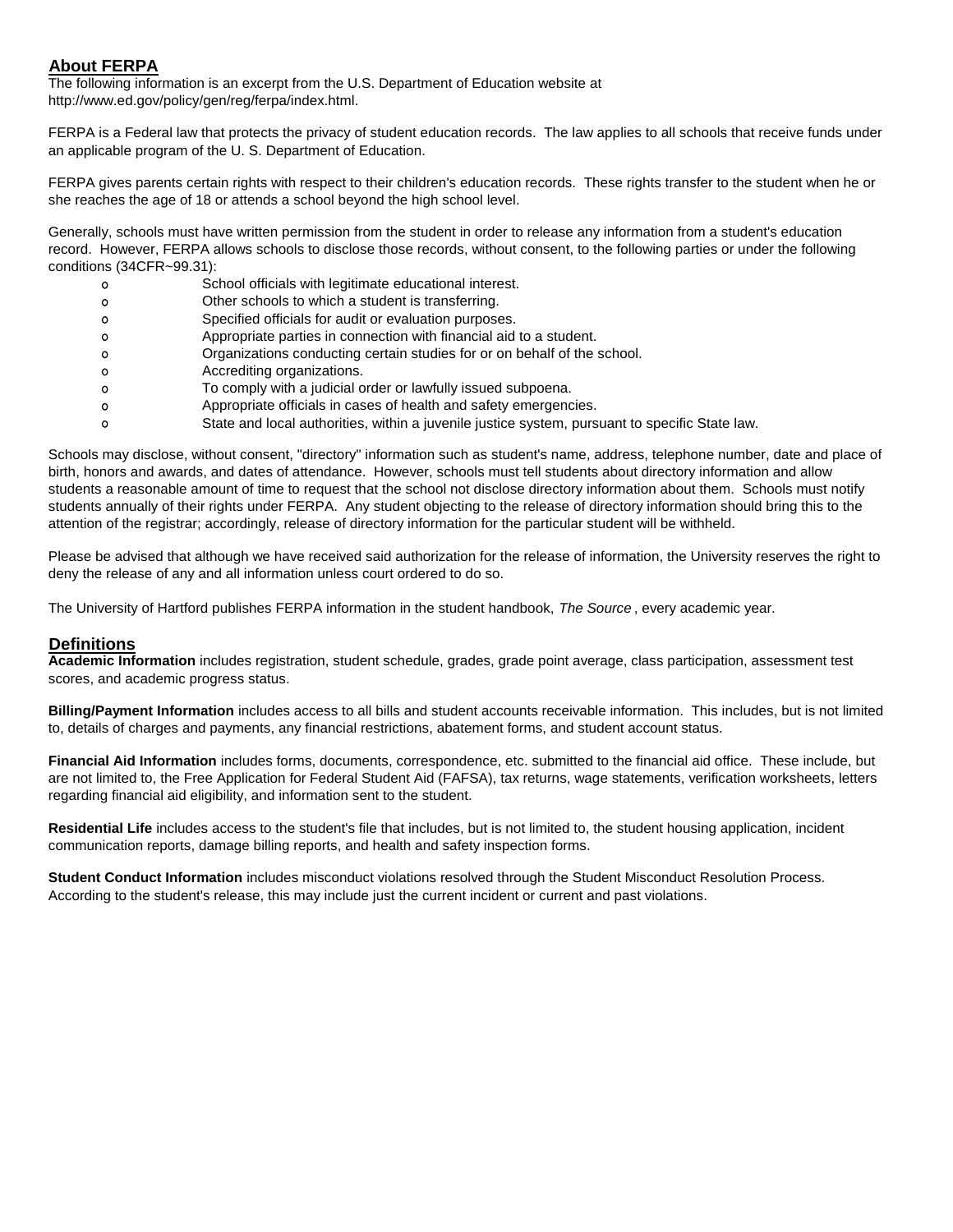## About FERPA

The following information is an excerpt from the U.S. Department of Education website at http://www.ed.gov/policy/gen/reg/ferpa/index.html.

FERPA is a Federal law that protects the privacy of student education records. The law applies to all schools that receive funds under an applicable program of the U. S. Department of Education.

FERPA gives parents certain rights with respect to their children's education records. These rights transfer to the student when he or she reaches the age of 18 or attends a school beyond the high school level.

Generally, schools must have written permission from the student in order to release any information from a student's education record. However, FERPA allows schools to disclose those records, without consent, to the following parties or under the following conditions (34CFR~99.31):

- School officials with legitimate educational interest.
- Other schools to which a student is transferring.
- Specified officials for audit or evaluation purposes.
- Appropriate parties in connection with financial aid to a student.
- Organizations conducting certain studies for or on behalf of the school.
- Accrediting organizations.
- To comply with a judicial order or lawfully issued subpoena.
- Appropriate officials in cases of health and safety emergencies.
- State and local authorities, within a juvenile justice system, pursuant to specific State law.

Schools may disclose, without consent, "directory" information such as student's name, address, telephone number, date and place of birth, honors and awards, and dates of attendance. However, schools must tell students about directory information and allow students a reasonable amount of time to request that the school not disclose directory information about them. Schools must notify students annually of their rights under FERPA. Any student objecting to the release of directory information should bring this to the attention of the registrar; accordingly, release of directory information for the particular student will be withheld.

Please be advised that although we have received said authorization for the release of information, the University reserves the right to deny the release of any and all information unless court ordered to do so.

The University of Hartford publishes FERPA information in the student handbook, *The Source* , every academic year.

## Definitions

**Academic Information** includes registration, student schedule, grades, grade point average, class participation, assessment test scores, and academic progress status.

**Billing/Payment Information** includes access to all bills and student accounts receivable information. This includes, but is not limited to, details of charges and payments, any financial restrictions, abatement forms, and student account status.

**Financial Aid Information** includes forms, documents, correspondence, etc. submitted to the financial aid office. These include, but are not limited to, the Free Application for Federal Student Aid (FAFSA), tax returns, wage statements, verification worksheets, letters regarding financial aid eligibility, and information sent to the student.

**Residential Life** includes access to the student's file that includes, but is not limited to, the student housing application, incident communication reports, damage billing reports, and health and safety inspection forms.

**Student Conduct Information** includes misconduct violations resolved through the Student Misconduct Resolution Process. According to the student's release, this may include just the current incident or current and past violations.